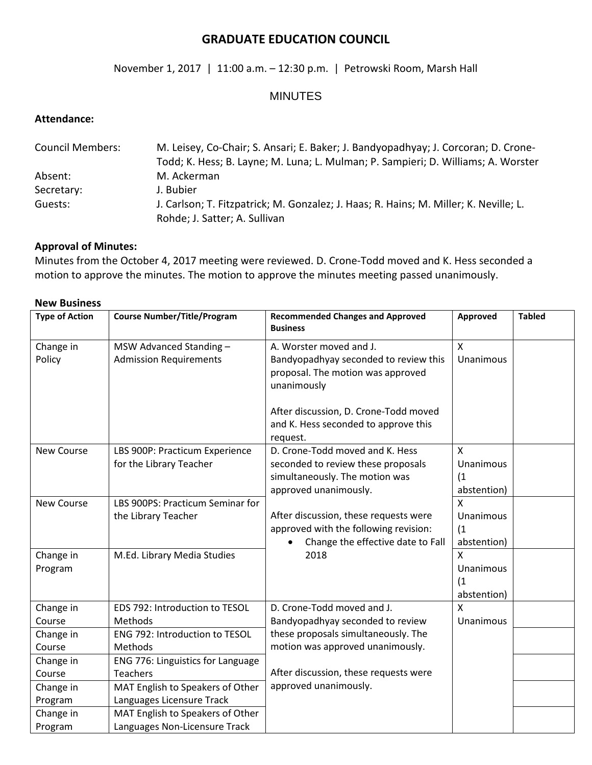# GRADUATE EDUCATION COUNCIL

November 1, 2017 | 11:00 a.m. – 12:30 p.m. | Petrowski Room, Marsh Hall

## MINUTES

### Attendance:

| | |
|---|---|
| Council Members: | M. Leisey, Co-Chair; S. Ansari; E. Baker; J. Bandyopadhyay; J. Corcoran; D. Crone-Todd; K. Hess; B. Layne; M. Luna; L. Mulman; P. Sampieri; D. Williams; A. Worster |
| Absent: | M. Ackerman |
| Secretary: | J. Bubier |
| Guests: | J. Carlson; T. Fitzpatrick; M. Gonzalez; J. Haas; R. Hains; M. Miller; K. Neville; L. Rohde; J. Satter; A. Sullivan |

### Approval of Minutes:

Minutes from the October 4, 2017 meeting were reviewed. D. Crone-Todd moved and K. Hess seconded a motion to approve the minutes. The motion to approve the minutes meeting passed unanimously.

### New Business

| Type of Action | Course Number/Title/Program | Recommended Changes and Approved Business | Approved | Tabled |
|---|---|---|---|---|
| Change in Policy | MSW Advanced Standing – Admission Requirements | A. Worster moved and J. Bandyopadhyay seconded to review this proposal. The motion was approved unanimously<br><br>After discussion, D. Crone-Todd moved and K. Hess seconded to approve this request. | X Unanimous | |
| New Course | LBS 900P: Practicum Experience for the Library Teacher | D. Crone-Todd moved and K. Hess seconded to review these proposals simultaneously. The motion was approved unanimously.<br><br>After discussion, these requests were approved with the following revision:<br>• Change the effective date to Fall 2018 | X Unanimous (1 abstention) | |
| New Course | LBS 900PS: Practicum Seminar for the Library Teacher | | X Unanimous (1 abstention) | |
| Change in Program | M.Ed. Library Media Studies | | X Unanimous (1 abstention) | |
| Change in Course | EDS 792: Introduction to TESOL Methods | D. Crone-Todd moved and J. Bandyopadhyay seconded to review these proposals simultaneously. The motion was approved unanimously.<br><br>After discussion, these requests were approved unanimously. | X Unanimous | |
| Change in Course | ENG 792: Introduction to TESOL Methods | | | |
| Change in Course | ENG 776: Linguistics for Language Teachers | | | |
| Change in Program | MAT English to Speakers of Other Languages Licensure Track | | | |
| Change in Program | MAT English to Speakers of Other Languages Non-Licensure Track | | | |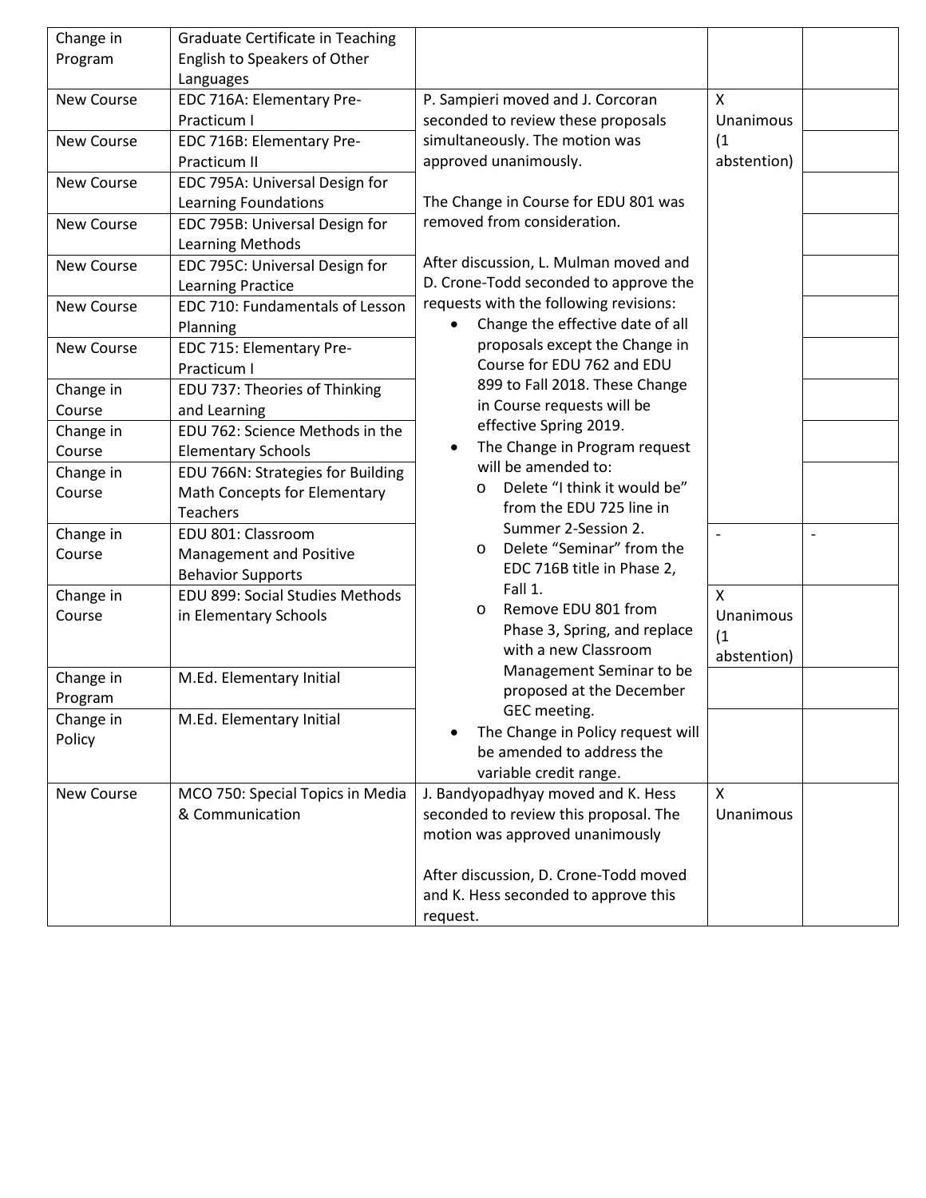| | | | | |
|---|---|---|---|---|
| Change in Program | Graduate Certificate in Teaching English to Speakers of Other Languages | | | |
| New Course | EDC 716A: Elementary Pre-Practicum I | P. Sampieri moved and J. Corcoran seconded to review these proposals simultaneously. The motion was approved unanimously.<br><br>The Change in Course for EDU 801 was removed from consideration.<br><br>After discussion, L. Mulman moved and D. Crone-Todd seconded to approve the requests with the following revisions:<br>• Change the effective date of all proposals except the Change in Course for EDU 762 and EDU 899 to Fall 2018. These Change in Course requests will be effective Spring 2019.<br>• The Change in Program request will be amended to:<br>  o Delete "I think it would be" from the EDU 725 line in Summer 2-Session 2.<br>  o Delete "Seminar" from the EDC 716B title in Phase 2, Fall 1.<br>  o Remove EDU 801 from Phase 3, Spring, and replace with a new Classroom Management Seminar to be proposed at the December GEC meeting.<br>• The Change in Policy request will be amended to address the variable credit range. | X Unanimous (1 abstention) | |
| New Course | EDC 716B: Elementary Pre-Practicum II | | | |
| New Course | EDC 795A: Universal Design for Learning Foundations | | | |
| New Course | EDC 795B: Universal Design for Learning Methods | | | |
| New Course | EDC 795C: Universal Design for Learning Practice | | | |
| New Course | EDC 710: Fundamentals of Lesson Planning | | | |
| New Course | EDC 715: Elementary Pre-Practicum I | | | |
| Change in Course | EDU 737: Theories of Thinking and Learning | | | |
| Change in Course | EDU 762: Science Methods in the Elementary Schools | | | |
| Change in Course | EDU 766N: Strategies for Building Math Concepts for Elementary Teachers | | | |
| Change in Course | EDU 801: Classroom Management and Positive Behavior Supports | | - | - |
| Change in Course | EDU 899: Social Studies Methods in Elementary Schools | | X Unanimous (1 abstention) | |
| Change in Program | M.Ed. Elementary Initial | | | |
| Change in Policy | M.Ed. Elementary Initial | | | |
| New Course | MCO 750: Special Topics in Media & Communication | J. Bandyopadhyay moved and K. Hess seconded to review this proposal. The motion was approved unanimously<br><br>After discussion, D. Crone-Todd moved and K. Hess seconded to approve this request. | X Unanimous | |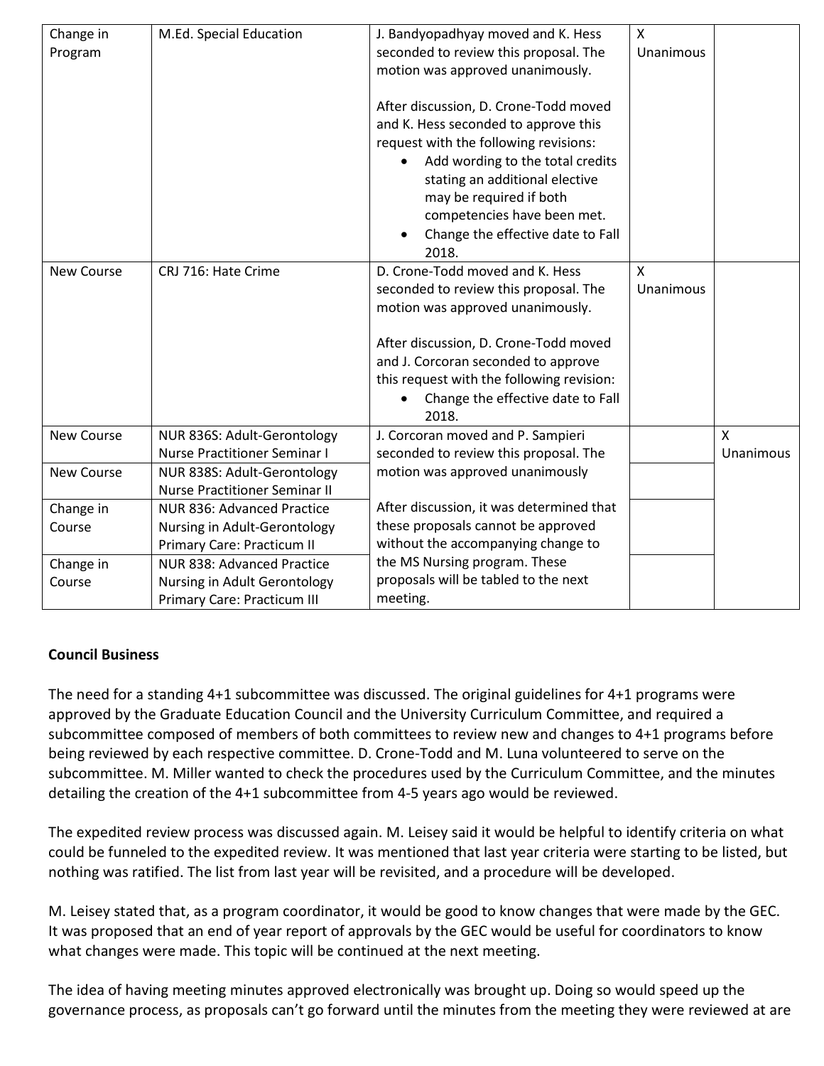| Change in Program | M.Ed. Special Education | J. Bandyopadhyay moved and K. Hess seconded to review this proposal. The motion was approved unanimously.<br><br>After discussion, D. Crone-Todd moved and K. Hess seconded to approve this request with the following revisions:<br>• Add wording to the total credits stating an additional elective may be required if both competencies have been met.<br>• Change the effective date to Fall 2018. | X Unanimous | |
|---|---|---|---|---|
| New Course | CRJ 716: Hate Crime | D. Crone-Todd moved and K. Hess seconded to review this proposal. The motion was approved unanimously.<br><br>After discussion, D. Crone-Todd moved and J. Corcoran seconded to approve this request with the following revision:<br>• Change the effective date to Fall 2018. | X Unanimous | |
| New Course | NUR 836S: Adult-Gerontology Nurse Practitioner Seminar I | J. Corcoran moved and P. Sampieri seconded to review this proposal. The motion was approved unanimously<br><br>After discussion, it was determined that these proposals cannot be approved without the accompanying change to the MS Nursing program. These proposals will be tabled to the next meeting. | | X Unanimous |
| New Course | NUR 838S: Adult-Gerontology Nurse Practitioner Seminar II | | | |
| Change in Course | NUR 836: Advanced Practice Nursing in Adult-Gerontology Primary Care: Practicum II | | | |
| Change in Course | NUR 838: Advanced Practice Nursing in Adult Gerontology Primary Care: Practicum III | | | |

**Council Business**

The need for a standing 4+1 subcommittee was discussed. The original guidelines for 4+1 programs were approved by the Graduate Education Council and the University Curriculum Committee, and required a subcommittee composed of members of both committees to review new and changes to 4+1 programs before being reviewed by each respective committee. D. Crone-Todd and M. Luna volunteered to serve on the subcommittee. M. Miller wanted to check the procedures used by the Curriculum Committee, and the minutes detailing the creation of the 4+1 subcommittee from 4-5 years ago would be reviewed.

The expedited review process was discussed again. M. Leisey said it would be helpful to identify criteria on what could be funneled to the expedited review. It was mentioned that last year criteria were starting to be listed, but nothing was ratified. The list from last year will be revisited, and a procedure will be developed.

M. Leisey stated that, as a program coordinator, it would be good to know changes that were made by the GEC. It was proposed that an end of year report of approvals by the GEC would be useful for coordinators to know what changes were made. This topic will be continued at the next meeting.

The idea of having meeting minutes approved electronically was brought up. Doing so would speed up the governance process, as proposals can't go forward until the minutes from the meeting they were reviewed at are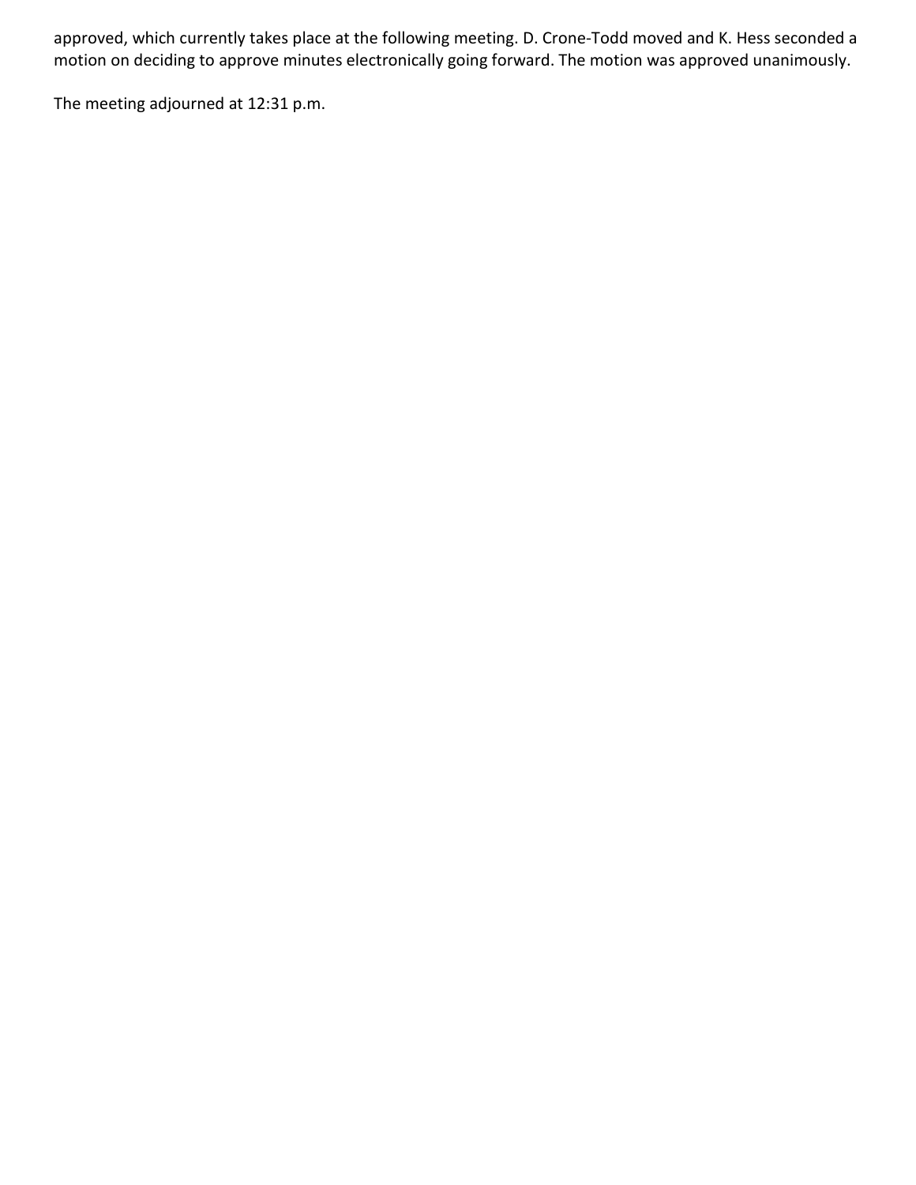approved, which currently takes place at the following meeting. D. Crone-Todd moved and K. Hess seconded a motion on deciding to approve minutes electronically going forward. The motion was approved unanimously.

The meeting adjourned at 12:31 p.m.